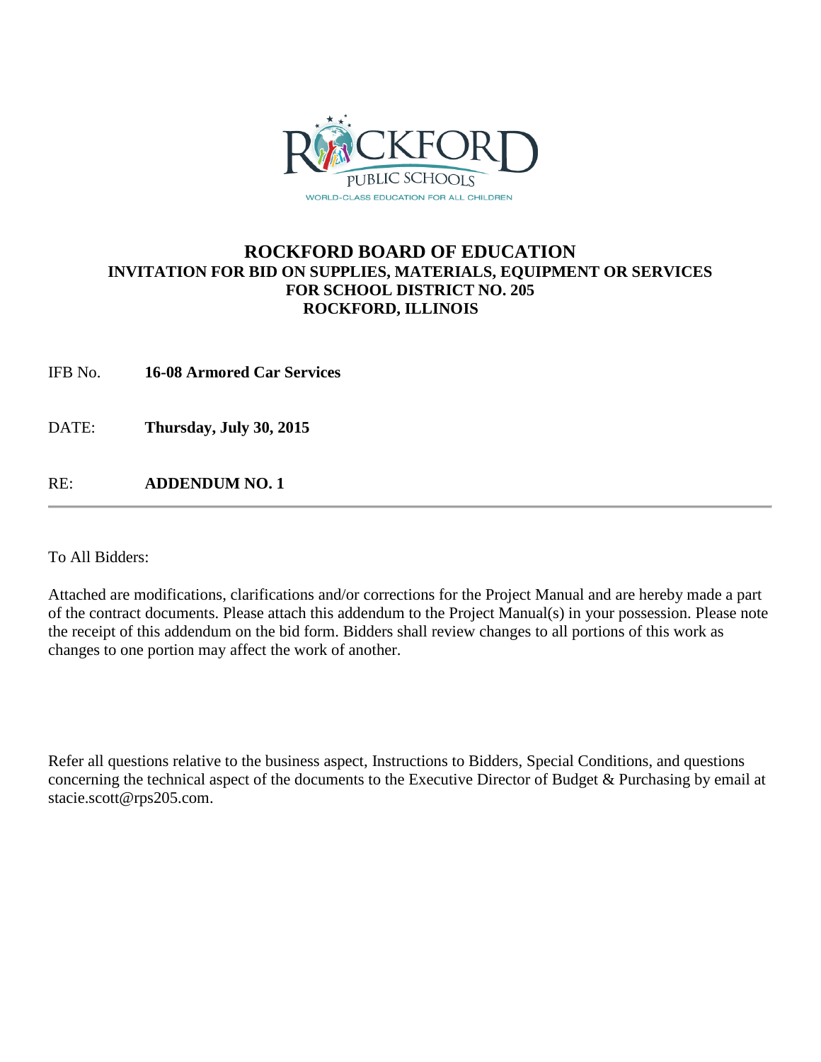# ROCKFORD BOARD OF EDUCATION

## INVITATION FOR BID ON SUPPLIES, MATERIALS, EQUIPMENT OR SERVICES FOR SCHOOL DISTRICT NO. 205 ROCKFORD, ILLINOIS

IFB No. **16-08 Armored Car Services**

DATE: **Thursday, July 30, 2015**

RE: **ADDENDUM NO. 1**

---

To All Bidders:

Attached are modifications, clarifications and/or corrections for the Project Manual and are hereby made a part of the contract documents. Please attach this addendum to the Project Manual(s) in your possession. Please note the receipt of this addendum on the bid form. Bidders shall review changes to all portions of this work as changes to one portion may affect the work of another.

Refer all questions relative to the business aspect, Instructions to Bidders, Special Conditions, and questions concerning the technical aspect of the documents to the Executive Director of Budget & Purchasing by email at stacie.scott@rps205.com.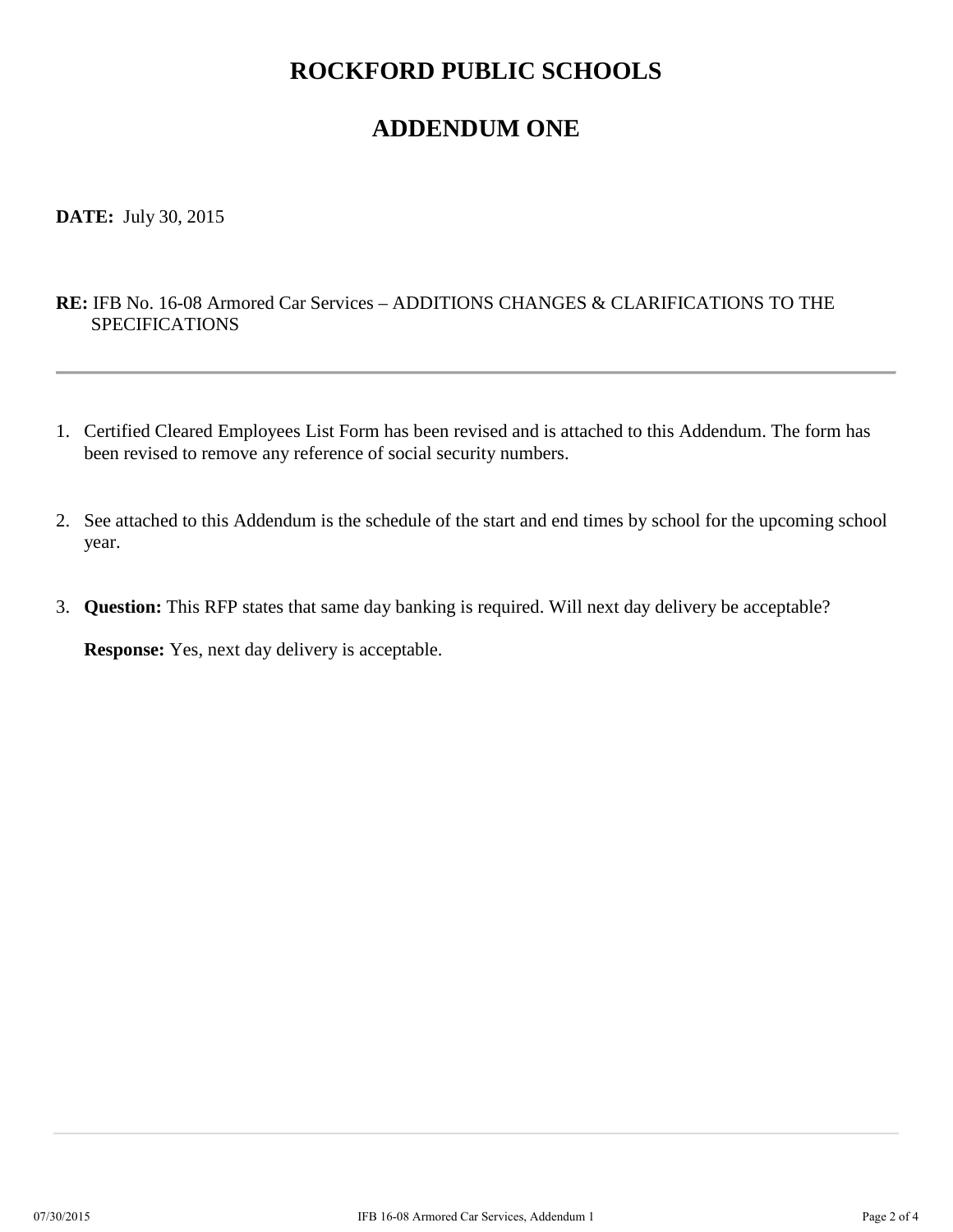# ROCKFORD PUBLIC SCHOOLS

# ADDENDUM ONE

**DATE:** July 30, 2015

**RE:** IFB No. 16-08 Armored Car Services – ADDITIONS CHANGES & CLARIFICATIONS TO THE SPECIFICATIONS

---

1. Certified Cleared Employees List Form has been revised and is attached to this Addendum. The form has been revised to remove any reference of social security numbers.

2. See attached to this Addendum is the schedule of the start and end times by school for the upcoming school year.

3. **Question:** This RFP states that same day banking is required. Will next day delivery be acceptable?

   **Response:** Yes, next day delivery is acceptable.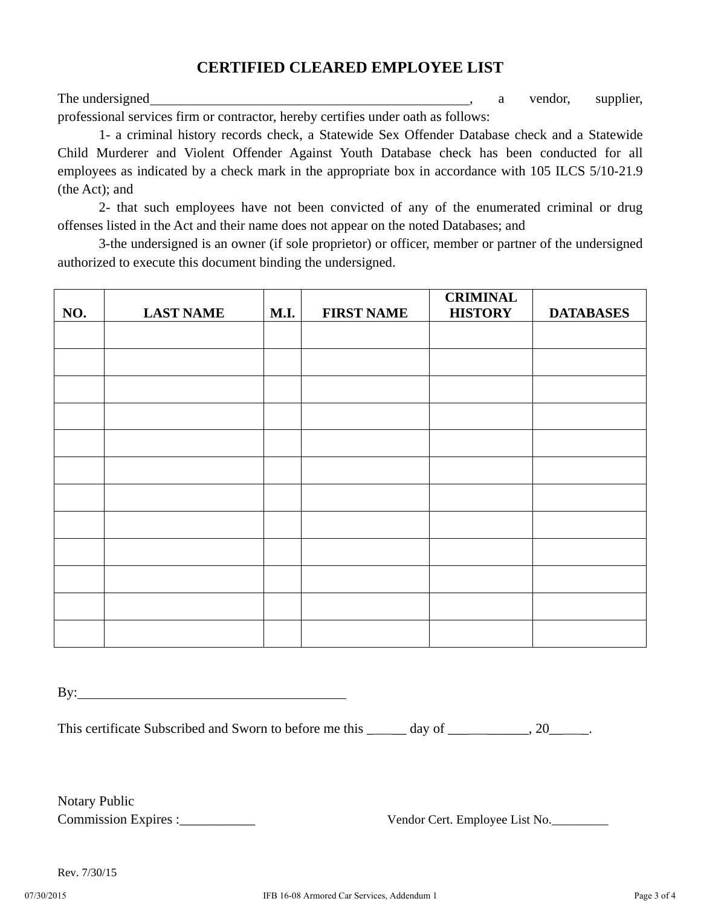# CERTIFIED CLEARED EMPLOYEE LIST

The undersigned_________________________________________________, a vendor, supplier, professional services firm or contractor, hereby certifies under oath as follows:

1- a criminal history records check, a Statewide Sex Offender Database check and a Statewide Child Murderer and Violent Offender Against Youth Database check has been conducted for all employees as indicated by a check mark in the appropriate box in accordance with 105 ILCS 5/10-21.9 (the Act); and

2- that such employees have not been convicted of any of the enumerated criminal or drug offenses listed in the Act and their name does not appear on the noted Databases; and

3-the undersigned is an owner (if sole proprietor) or officer, member or partner of the undersigned authorized to execute this document binding the undersigned.

| NO. | LAST NAME | M.I. | FIRST NAME | CRIMINAL HISTORY | DATABASES |
|---|---|---|---|---|---|
| | | | | | |
| | | | | | |
| | | | | | |
| | | | | | |
| | | | | | |
| | | | | | |
| | | | | | |
| | | | | | |
| | | | | | |
| | | | | | |
| | | | | | |
| | | | | | |

By:_______________________________________

This certificate Subscribed and Sworn to before me this _____ day of ____________, 20_____.

Notary Public
Commission Expires :___________

Vendor Cert. Employee List No._________

Rev. 7/30/15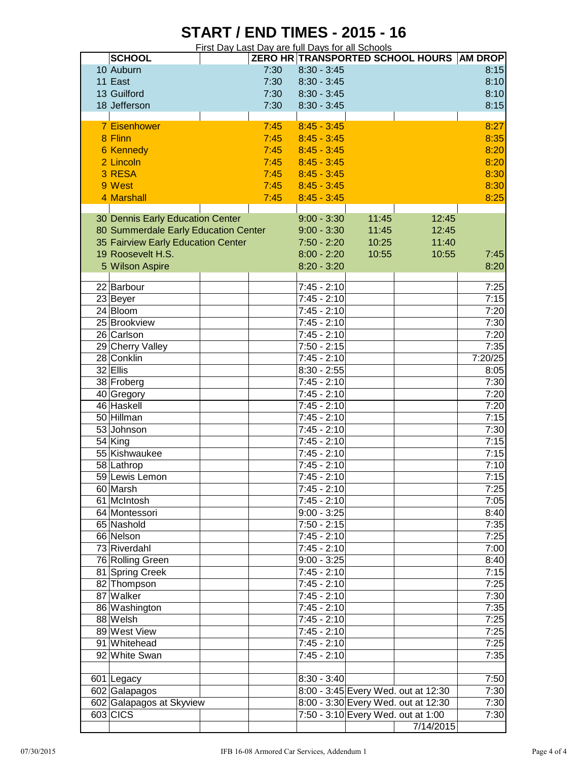# START / END TIMES - 2015 - 16

First Day Last Day are full Days for all Schools

| | SCHOOL | | ZERO HR | TRANSPORTED SCHOOL HOURS | | | AM DROP |
|---|---|---|---|---|---|---|---|
| 10 | Auburn | | 7:30 | 8:30 - 3:45 | | | 8:15 |
| 11 | East | | 7:30 | 8:30 - 3:45 | | | 8:10 |
| 13 | Guilford | | 7:30 | 8:30 - 3:45 | | | 8:10 |
| 18 | Jefferson | | 7:30 | 8:30 - 3:45 | | | 8:15 |
| | | | | | | | |
| 7 | Eisenhower | | 7:45 | 8:45 - 3:45 | | | 8:27 |
| 8 | Flinn | | 7:45 | 8:45 - 3:45 | | | 8:35 |
| 6 | Kennedy | | 7:45 | 8:45 - 3:45 | | | 8:20 |
| 2 | Lincoln | | 7:45 | 8:45 - 3:45 | | | 8:20 |
| 3 | RESA | | 7:45 | 8:45 - 3:45 | | | 8:30 |
| 9 | West | | 7:45 | 8:45 - 3:45 | | | 8:30 |
| 4 | Marshall | | 7:45 | 8:45 - 3:45 | | | 8:25 |
| | | | | | | | |
| 30 | Dennis Early Education Center | | | 9:00 - 3:30 | 11:45 | 12:45 | |
| 80 | Summerdale Early Education Center | | | 9:00 - 3:30 | 11:45 | 12:45 | |
| 35 | Fairview Early Education Center | | | 7:50 - 2:20 | 10:25 | 11:40 | |
| 19 | Roosevelt H.S. | | | 8:00 - 2:20 | 10:55 | 10:55 | 7:45 |
| 5 | Wilson Aspire | | | 8:20 - 3:20 | | | 8:20 |
| | | | | | | | |
| 22 | Barbour | | | 7:45 - 2:10 | | | 7:25 |
| 23 | Beyer | | | 7:45 - 2:10 | | | 7:15 |
| 24 | Bloom | | | 7:45 - 2:10 | | | 7:20 |
| 25 | Brookview | | | 7:45 - 2:10 | | | 7:30 |
| 26 | Carlson | | | 7:45 - 2:10 | | | 7:20 |
| 29 | Cherry Valley | | | 7:50 - 2:15 | | | 7:35 |
| 28 | Conklin | | | 7:45 - 2:10 | | | 7:20/25 |
| 32 | Ellis | | | 8:30 - 2:55 | | | 8:05 |
| 38 | Froberg | | | 7:45 - 2:10 | | | 7:30 |
| 40 | Gregory | | | 7:45 - 2:10 | | | 7:20 |
| 46 | Haskell | | | 7:45 - 2:10 | | | 7:20 |
| 50 | Hillman | | | 7:45 - 2:10 | | | 7:15 |
| 53 | Johnson | | | 7:45 - 2:10 | | | 7:30 |
| 54 | King | | | 7:45 - 2:10 | | | 7:15 |
| 55 | Kishwaukee | | | 7:45 - 2:10 | | | 7:15 |
| 58 | Lathrop | | | 7:45 - 2:10 | | | 7:10 |
| 59 | Lewis Lemon | | | 7:45 - 2:10 | | | 7:15 |
| 60 | Marsh | | | 7:45 - 2:10 | | | 7:25 |
| 61 | McIntosh | | | 7:45 - 2:10 | | | 7:05 |
| 64 | Montessori | | | 9:00 - 3:25 | | | 8:40 |
| 65 | Nashold | | | 7:50 - 2:15 | | | 7:35 |
| 66 | Nelson | | | 7:45 - 2:10 | | | 7:25 |
| 73 | Riverdahl | | | 7:45 - 2:10 | | | 7:00 |
| 76 | Rolling Green | | | 9:00 - 3:25 | | | 8:40 |
| 81 | Spring Creek | | | 7:45 - 2:10 | | | 7:15 |
| 82 | Thompson | | | 7:45 - 2:10 | | | 7:25 |
| 87 | Walker | | | 7:45 - 2:10 | | | 7:30 |
| 86 | Washington | | | 7:45 - 2:10 | | | 7:35 |
| 88 | Welsh | | | 7:45 - 2:10 | | | 7:25 |
| 89 | West View | | | 7:45 - 2:10 | | | 7:25 |
| 91 | Whitehead | | | 7:45 - 2:10 | | | 7:25 |
| 92 | White Swan | | | 7:45 - 2:10 | | | 7:35 |
| | | | | | | | |
| 601 | Legacy | | | 8:30 - 3:40 | | | 7:50 |
| 602 | Galapagos | | | 8:00 - 3:45 | Every Wed. out at 12:30 | | 7:30 |
| 602 | Galapagos at Skyview | | | 8:00 - 3:30 | Every Wed. out at 12:30 | | 7:30 |
| 603 | CICS | | | 7:50 - 3:10 | Every Wed. out at 1:00 | | 7:30 |
| | | | | | | 7/14/2015 | |

07/30/2015 IFB 16-08 Armored Car Services, Addendum 1